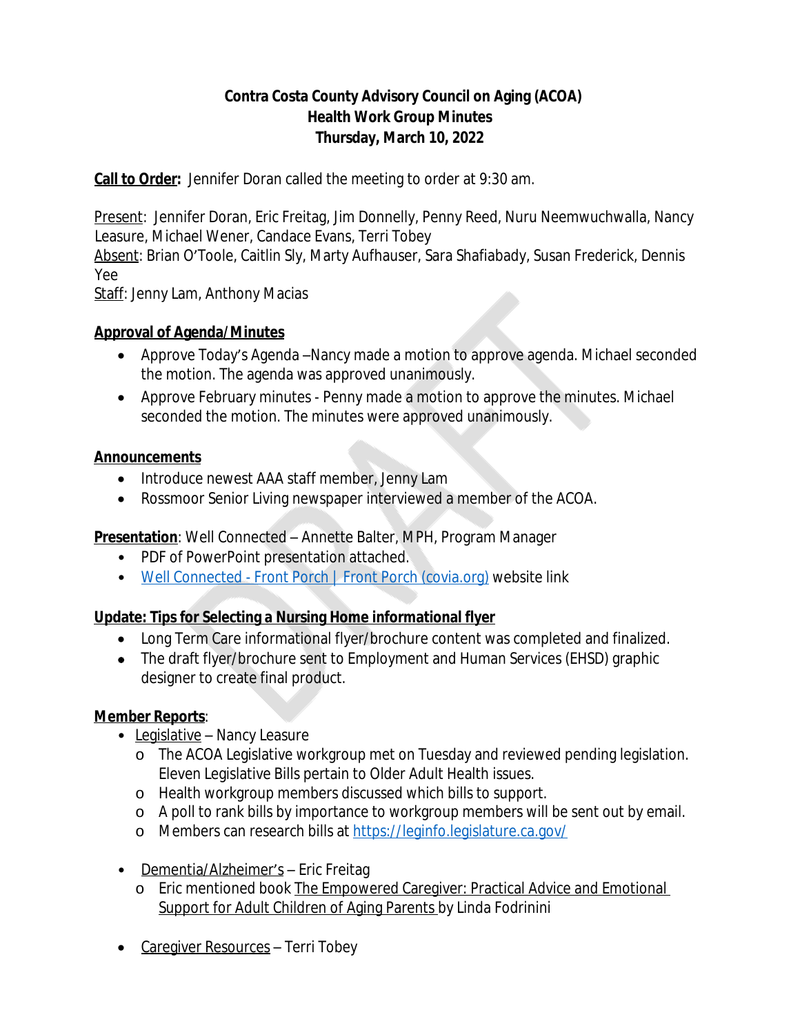**Contra Costa County Advisory Council on Aging (ACOA)**
**Health Work Group Minutes**
**Thursday, March 10, 2022**

**Call to Order:** Jennifer Doran called the meeting to order at 9:30 am.

Present: Jennifer Doran, Eric Freitag, Jim Donnelly, Penny Reed, Nuru Neemwuchwalla, Nancy Leasure, Michael Wener, Candace Evans, Terri Tobey
Absent: Brian O'Toole, Caitlin Sly, Marty Aufhauser, Sara Shafiabady, Susan Frederick, Dennis Yee
Staff: Jenny Lam, Anthony Macias

**Approval of Agenda/Minutes**

- Approve Today's Agenda –Nancy made a motion to approve agenda. Michael seconded the motion. The agenda was approved unanimously.
- Approve February minutes - Penny made a motion to approve the minutes. Michael seconded the motion. The minutes were approved unanimously.

**Announcements**

- Introduce newest AAA staff member, Jenny Lam
- Rossmoor Senior Living newspaper interviewed a member of the ACOA.

**Presentation**: Well Connected – Annette Balter, MPH, Program Manager

- PDF of PowerPoint presentation attached.
- [Well Connected - Front Porch | Front Porch (covia.org)]() website link

**Update: Tips for Selecting a Nursing Home informational flyer**

- Long Term Care informational flyer/brochure content was completed and finalized.
- The draft flyer/brochure sent to Employment and Human Services (EHSD) graphic designer to create final product.

**Member Reports**:

- Legislative – Nancy Leasure
  - The ACOA Legislative workgroup met on Tuesday and reviewed pending legislation. Eleven Legislative Bills pertain to Older Adult Health issues.
  - Health workgroup members discussed which bills to support.
  - A poll to rank bills by importance to workgroup members will be sent out by email.
  - Members can research bills at https://leginfo.legislature.ca.gov/
- Dementia/Alzheimer's – Eric Freitag
  - Eric mentioned book The Empowered Caregiver: Practical Advice and Emotional Support for Adult Children of Aging Parents by Linda Fodrinini
- Caregiver Resources – Terri Tobey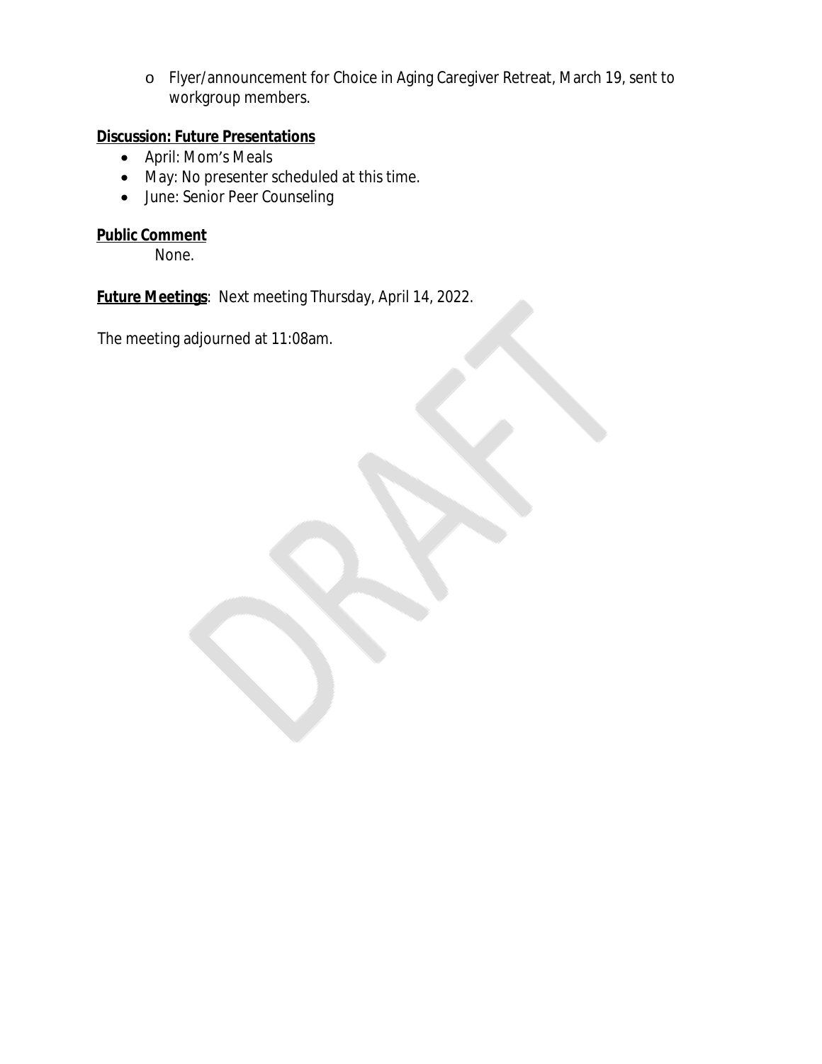- Flyer/announcement for Choice in Aging Caregiver Retreat, March 19, sent to workgroup members.

**Discussion: Future Presentations**

- April: Mom's Meals
- May: No presenter scheduled at this time.
- June: Senior Peer Counseling

**Public Comment**

None.

**Future Meetings**: Next meeting Thursday, April 14, 2022.

The meeting adjourned at 11:08am.